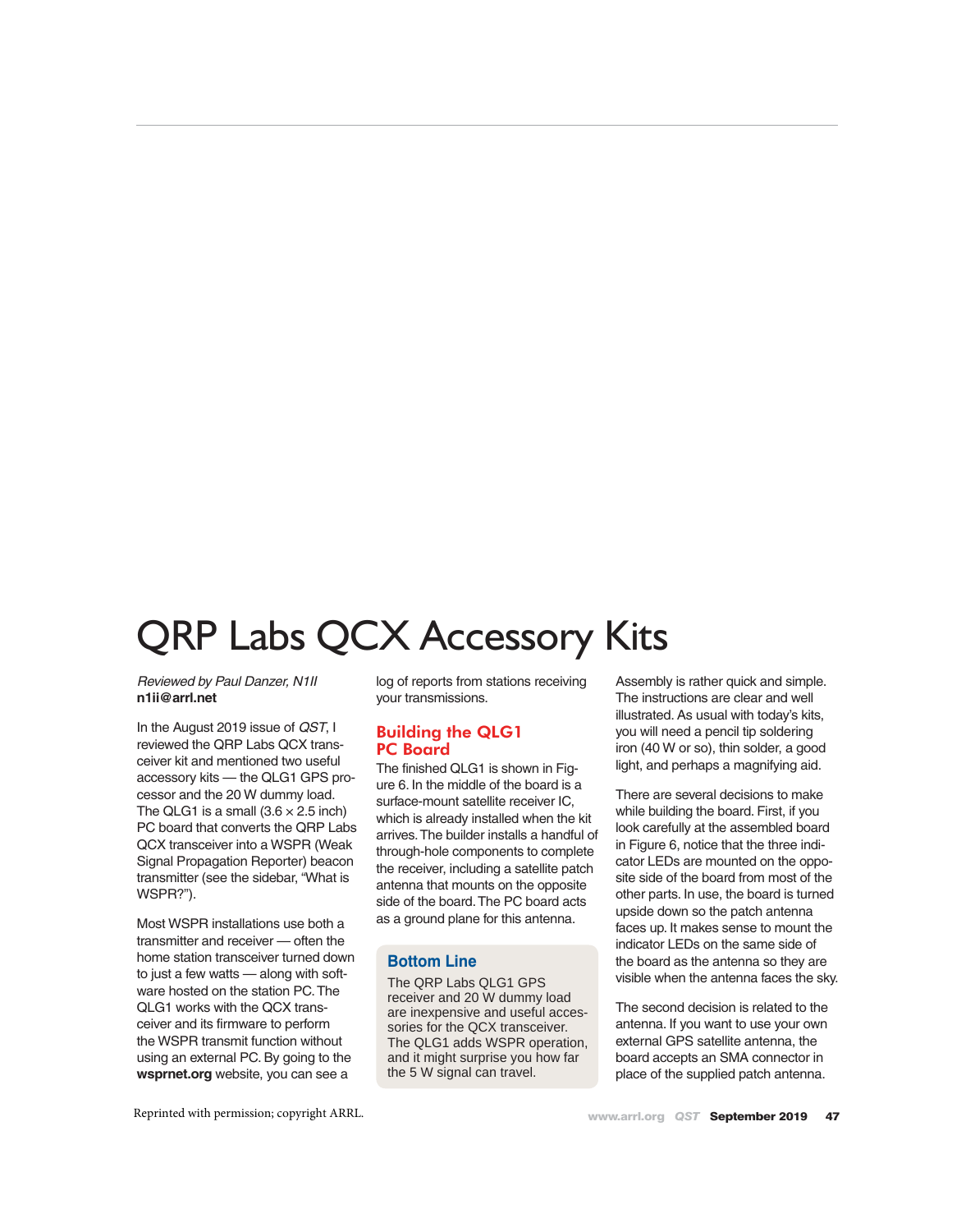# QRP Labs QCX Accessory Kits

*Reviewed by Paul Danzer, N1II*
**n1ii@arrl.net**

In the August 2019 issue of *QST*, I reviewed the QRP Labs QCX transceiver kit and mentioned two useful accessory kits — the QLG1 GPS processor and the 20 W dummy load. The QLG1 is a small (3.6 × 2.5 inch) PC board that converts the QRP Labs QCX transceiver into a WSPR (Weak Signal Propagation Reporter) beacon transmitter (see the sidebar, "What is WSPR?").

Most WSPR installations use both a transmitter and receiver — often the home station transceiver turned down to just a few watts — along with software hosted on the station PC. The QLG1 works with the QCX transceiver and its firmware to perform the WSPR transmit function without using an external PC. By going to the **wsprnet.org** website, you can see a log of reports from stations receiving your transmissions.

## Building the QLG1 PC Board

The finished QLG1 is shown in Figure 6. In the middle of the board is a surface-mount satellite receiver IC, which is already installed when the kit arrives. The builder installs a handful of through-hole components to complete the receiver, including a satellite patch antenna that mounts on the opposite side of the board. The PC board acts as a ground plane for this antenna.

> **Bottom Line**
>
> The QRP Labs QLG1 GPS receiver and 20 W dummy load are inexpensive and useful accessories for the QCX transceiver. The QLG1 adds WSPR operation, and it might surprise you how far the 5 W signal can travel.

Assembly is rather quick and simple. The instructions are clear and well illustrated. As usual with today's kits, you will need a pencil tip soldering iron (40 W or so), thin solder, a good light, and perhaps a magnifying aid.

There are several decisions to make while building the board. First, if you look carefully at the assembled board in Figure 6, notice that the three indicator LEDs are mounted on the opposite side of the board from most of the other parts. In use, the board is turned upside down so the patch antenna faces up. It makes sense to mount the indicator LEDs on the same side of the board as the antenna so they are visible when the antenna faces the sky.

The second decision is related to the antenna. If you want to use your own external GPS satellite antenna, the board accepts an SMA connector in place of the supplied patch antenna.

Reprinted with permission; copyright ARRL.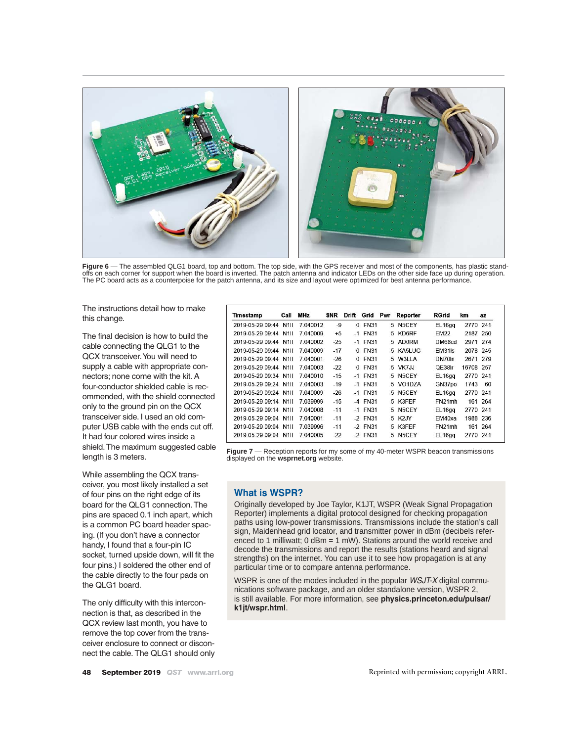Figure 6 — The assembled QLG1 board, top and bottom. The top side, with the GPS receiver and most of the components, has plastic standoffs on each corner for support when the board is inverted. The patch antenna and indicator LEDs on the other side face up during operation. The PC board acts as a counterpoise for the patch antenna, and its size and layout were optimized for best antenna performance.

The instructions detail how to make this change.

The final decision is how to build the cable connecting the QLG1 to the QCX transceiver. You will need to supply a cable with appropriate connectors; none come with the kit. A four-conductor shielded cable is recommended, with the shield connected only to the ground pin on the QCX transceiver side. I used an old computer USB cable with the ends cut off. It had four colored wires inside a shield. The maximum suggested cable length is 3 meters.

While assembling the QCX transceiver, you most likely installed a set of four pins on the right edge of its board for the QLG1 connection. The pins are spaced 0.1 inch apart, which is a common PC board header spacing. (If you don't have a connector handy, I found that a four-pin IC socket, turned upside down, will fit the four pins.) I soldered the other end of the cable directly to the four pads on the QLG1 board.

The only difficulty with this interconnection is that, as described in the QCX review last month, you have to remove the top cover from the transceiver enclosure to connect or disconnect the cable. The QLG1 should only

| Timestamp | Call | MHz | SNR | Drift | Grid | Pwr | Reporter | RGrid | km | az |
|---|---|---|---|---|---|---|---|---|---|---|
| 2019-05-29 09:44 | N1II | 7.040012 | -9 | 0 | FN31 | 5 | N5CEY | EL16gq | 2770 | 241 |
| 2019-05-29 09:44 | N1II | 7.040009 | +5 | -1 | FN31 | 5 | KD6RF | EM22 | 2187 | 250 |
| 2019-05-29 09:44 | N1II | 7.040002 | -25 | -1 | FN31 | 5 | AD0RM | DM68cd | 2971 | 274 |
| 2019-05-29 09:44 | N1II | 7.040009 | -17 | 0 | FN31 | 5 | KA5LUG | EM31ls | 2078 | 245 |
| 2019-05-29 09:44 | N1II | 7.040001 | -26 | 0 | FN31 | 5 | W3LLA | DN70ln | 2671 | 279 |
| 2019-05-29 09:44 | N1II | 7.040003 | -22 | 0 | FN31 | 5 | VK7JJ | QE38lr | 16708 | 257 |
| 2019-05-29 09:34 | N1II | 7.040010 | -15 | -1 | FN31 | 5 | N5CEY | EL16gq | 2770 | 241 |
| 2019-05-29 09:24 | N1II | 7.040003 | -19 | -1 | FN31 | 5 | VO1DZA | GN37po | 1743 | 60 |
| 2019-05-29 09:24 | N1II | 7.040009 | -26 | -1 | FN31 | 5 | N5CEY | EL16gq | 2770 | 241 |
| 2019-05-29 09:14 | N1II | 7.039999 | -15 | -4 | FN31 | 5 | K3FEF | FN21mh | 161 | 264 |
| 2019-05-29 09:14 | N1II | 7.040008 | -11 | -1 | FN31 | 5 | N5CEY | EL16gq | 2770 | 241 |
| 2019-05-29 09:04 | N1II | 7.040001 | -11 | -2 | FN31 | 5 | K2JY | EM40xa | 1988 | 236 |
| 2019-05-29 09:04 | N1II | 7.039996 | -11 | -2 | FN31 | 5 | K3FEF | FN21mh | 161 | 264 |
| 2019-05-29 09:04 | N1II | 7.040005 | -22 | -2 | FN31 | 5 | N5CEY | EL16gq | 2770 | 241 |

Figure 7 — Reception reports for my some of my 40-meter WSPR beacon transmissions displayed on the **wsprnet.org** website.

## What is WSPR?

Originally developed by Joe Taylor, K1JT, WSPR (Weak Signal Propagation Reporter) implements a digital protocol designed for checking propagation paths using low-power transmissions. Transmissions include the station's call sign, Maidenhead grid locator, and transmitter power in dBm (decibels referenced to 1 milliwatt; 0 dBm = 1 mW). Stations around the world receive and decode the transmissions and report the results (stations heard and signal strengths) on the internet. You can use it to see how propagation is at any particular time or to compare antenna performance.

WSPR is one of the modes included in the popular *WSJT-X* digital communications software package, and an older standalone version, WSPR 2, is still available. For more information, see **physics.princeton.edu/pulsar/k1jt/wspr.html**.

Reprinted with permission; copyright ARRL.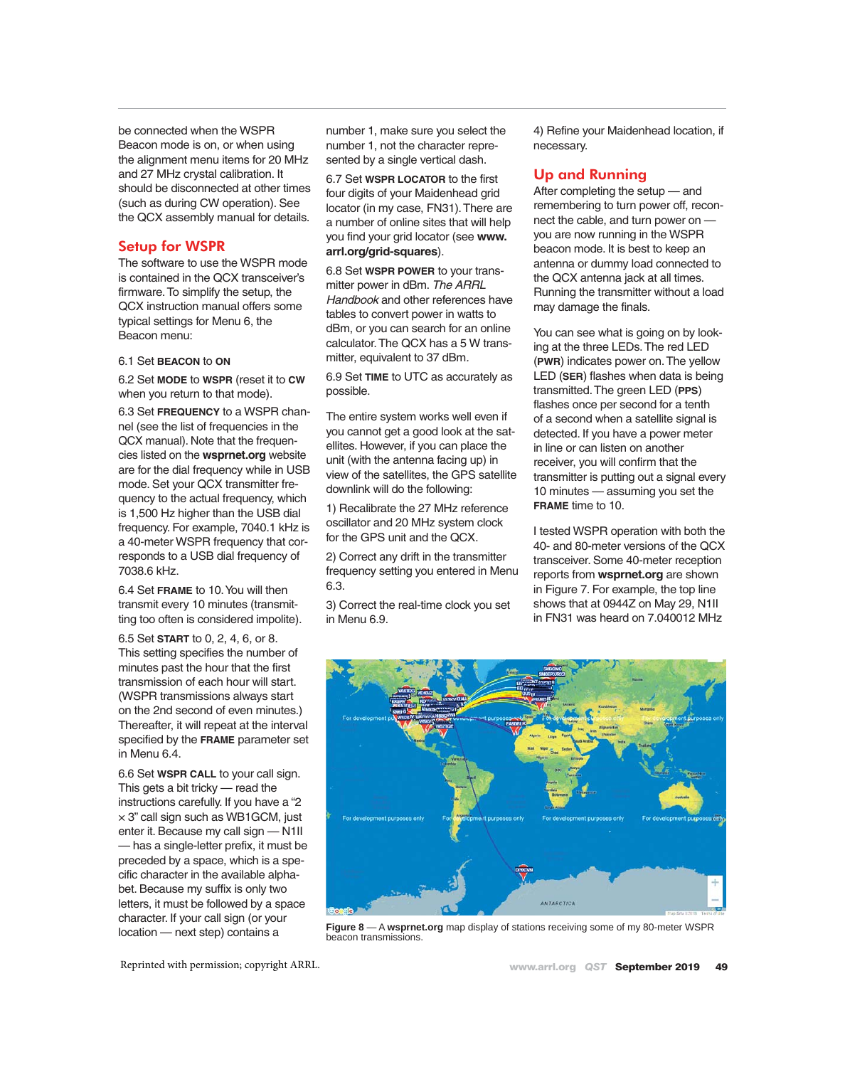be connected when the WSPR Beacon mode is on, or when using the alignment menu items for 20 MHz and 27 MHz crystal calibration. It should be disconnected at other times (such as during CW operation). See the QCX assembly manual for details.

## Setup for WSPR

The software to use the WSPR mode is contained in the QCX transceiver's firmware. To simplify the setup, the QCX instruction manual offers some typical settings for Menu 6, the Beacon menu:

6.1 Set **BEACON** to **ON**

6.2 Set **MODE** to **WSPR** (reset it to **CW** when you return to that mode).

6.3 Set **FREQUENCY** to a WSPR channel (see the list of frequencies in the QCX manual). Note that the frequencies listed on the **wsprnet.org** website are for the dial frequency while in USB mode. Set your QCX transmitter frequency to the actual frequency, which is 1,500 Hz higher than the USB dial frequency. For example, 7040.1 kHz is a 40-meter WSPR frequency that corresponds to a USB dial frequency of 7038.6 kHz.

6.4 Set **FRAME** to 10. You will then transmit every 10 minutes (transmitting too often is considered impolite).

6.5 Set **START** to 0, 2, 4, 6, or 8. This setting specifies the number of minutes past the hour that the first transmission of each hour will start. (WSPR transmissions always start on the 2nd second of even minutes.) Thereafter, it will repeat at the interval specified by the **FRAME** parameter set in Menu 6.4.

6.6 Set **WSPR CALL** to your call sign. This gets a bit tricky — read the instructions carefully. If you have a "2 × 3" call sign such as WB1GCM, just enter it. Because my call sign — N1II — has a single-letter prefix, it must be preceded by a space, which is a specific character in the available alphabet. Because my suffix is only two letters, it must be followed by a space character. If your call sign (or your location — next step) contains a number 1, make sure you select the number 1, not the character represented by a single vertical dash.

6.7 Set **WSPR LOCATOR** to the first four digits of your Maidenhead grid locator (in my case, FN31). There are a number of online sites that will help you find your grid locator (see **www.arrl.org/grid-squares**).

6.8 Set **WSPR POWER** to your transmitter power in dBm. *The ARRL Handbook* and other references have tables to convert power in watts to dBm, or you can search for an online calculator. The QCX has a 5 W transmitter, equivalent to 37 dBm.

6.9 Set **TIME** to UTC as accurately as possible.

The entire system works well even if you cannot get a good look at the satellites. However, if you can place the unit (with the antenna facing up) in view of the satellites, the GPS satellite downlink will do the following:

1) Recalibrate the 27 MHz reference oscillator and 20 MHz system clock for the GPS unit and the QCX.

2) Correct any drift in the transmitter frequency setting you entered in Menu 6.3.

3) Correct the real-time clock you set in Menu 6.9.

4) Refine your Maidenhead location, if necessary.

## Up and Running

After completing the setup — and remembering to turn power off, reconnect the cable, and turn power on — you are now running in the WSPR beacon mode. It is best to keep an antenna or dummy load connected to the QCX antenna jack at all times. Running the transmitter without a load may damage the finals.

You can see what is going on by looking at the three LEDs. The red LED (**PWR**) indicates power on. The yellow LED (**SER**) flashes when data is being transmitted. The green LED (**PPS**) flashes once per second for a tenth of a second when a satellite signal is detected. If you have a power meter in line or can listen on another receiver, you will confirm that the transmitter is putting out a signal every 10 minutes — assuming you set the **FRAME** time to 10.

I tested WSPR operation with both the 40- and 80-meter versions of the QCX transceiver. Some 40-meter reception reports from **wsprnet.org** are shown in Figure 7. For example, the top line shows that at 0944Z on May 29, N1II in FN31 was heard on 7.040012 MHz

**Figure 8** — A **wsprnet.org** map display of stations receiving some of my 80-meter WSPR beacon transmissions.

Reprinted with permission; copyright ARRL.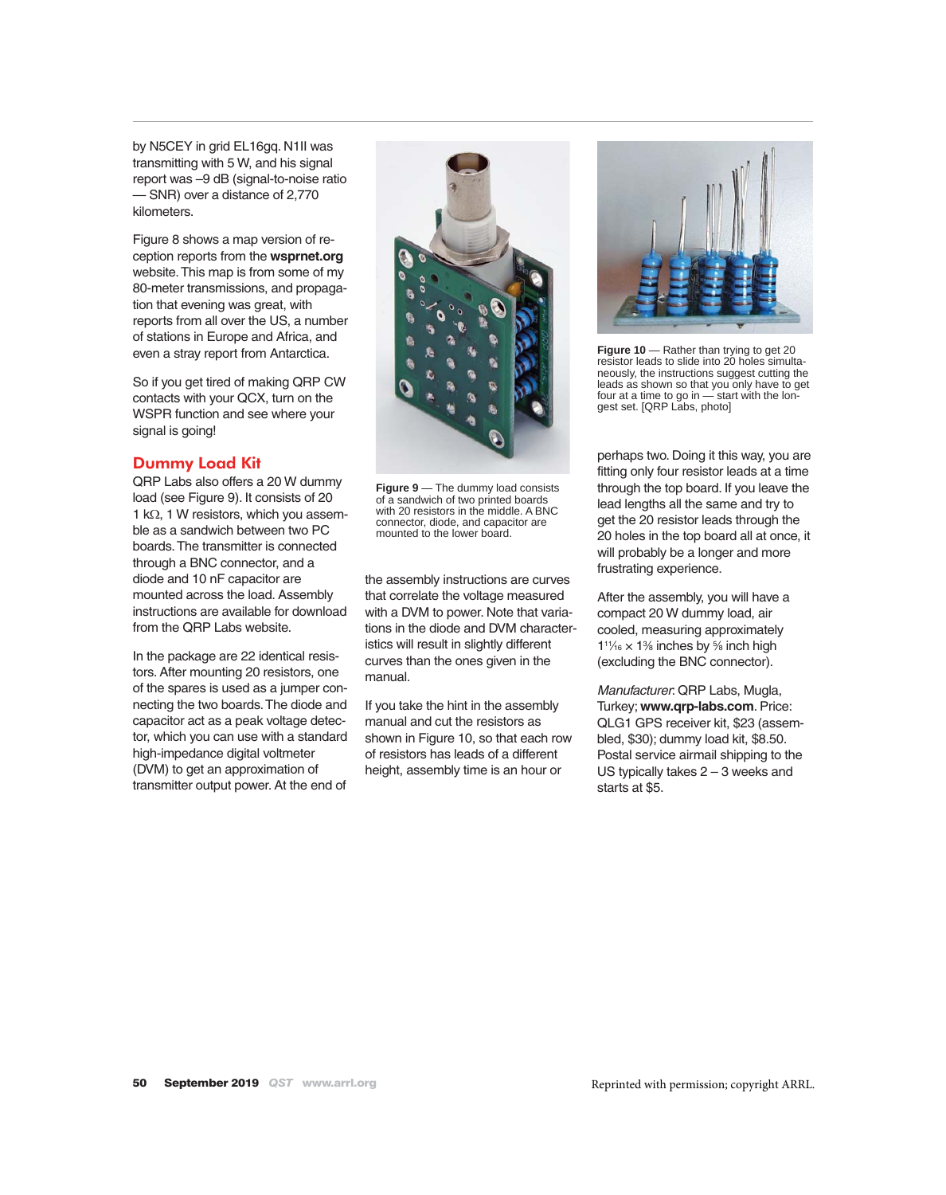by N5CEY in grid EL16gq. N1II was transmitting with 5 W, and his signal report was –9 dB (signal-to-noise ratio — SNR) over a distance of 2,770 kilometers.

Figure 8 shows a map version of reception reports from the **wsprnet.org** website. This map is from some of my 80-meter transmissions, and propagation that evening was great, with reports from all over the US, a number of stations in Europe and Africa, and even a stray report from Antarctica.

So if you get tired of making QRP CW contacts with your QCX, turn on the WSPR function and see where your signal is going!

## Dummy Load Kit

QRP Labs also offers a 20 W dummy load (see Figure 9). It consists of 20 1 kΩ, 1 W resistors, which you assemble as a sandwich between two PC boards. The transmitter is connected through a BNC connector, and a diode and 10 nF capacitor are mounted across the load. Assembly instructions are available for download from the QRP Labs website.

In the package are 22 identical resistors. After mounting 20 resistors, one of the spares is used as a jumper connecting the two boards. The diode and capacitor act as a peak voltage detector, which you can use with a standard high-impedance digital voltmeter (DVM) to get an approximation of transmitter output power. At the end of the assembly instructions are curves that correlate the voltage measured with a DVM to power. Note that variations in the diode and DVM characteristics will result in slightly different curves than the ones given in the manual.

**Figure 9** — The dummy load consists of a sandwich of two printed boards with 20 resistors in the middle. A BNC connector, diode, and capacitor are mounted to the lower board.

If you take the hint in the assembly manual and cut the resistors as shown in Figure 10, so that each row of resistors has leads of a different height, assembly time is an hour or perhaps two. Doing it this way, you are fitting only four resistor leads at a time through the top board. If you leave the lead lengths all the same and try to get the 20 resistor leads through the 20 holes in the top board all at once, it will probably be a longer and more frustrating experience.

**Figure 10** — Rather than trying to get 20 resistor leads to slide into 20 holes simultaneously, the instructions suggest cutting the leads as shown so that you only have to get four at a time to go in — start with the longest set. [QRP Labs, photo]

After the assembly, you will have a compact 20 W dummy load, air cooled, measuring approximately 1¹¹⁄₁₆ × 1⅜ inches by ⅝ inch high (excluding the BNC connector).

*Manufacturer*: QRP Labs, Mugla, Turkey; **www.qrp-labs.com**. Price: QLG1 GPS receiver kit, $23 (assembled, $30); dummy load kit, $8.50. Postal service airmail shipping to the US typically takes 2 – 3 weeks and starts at $5.

Reprinted with permission; copyright ARRL.